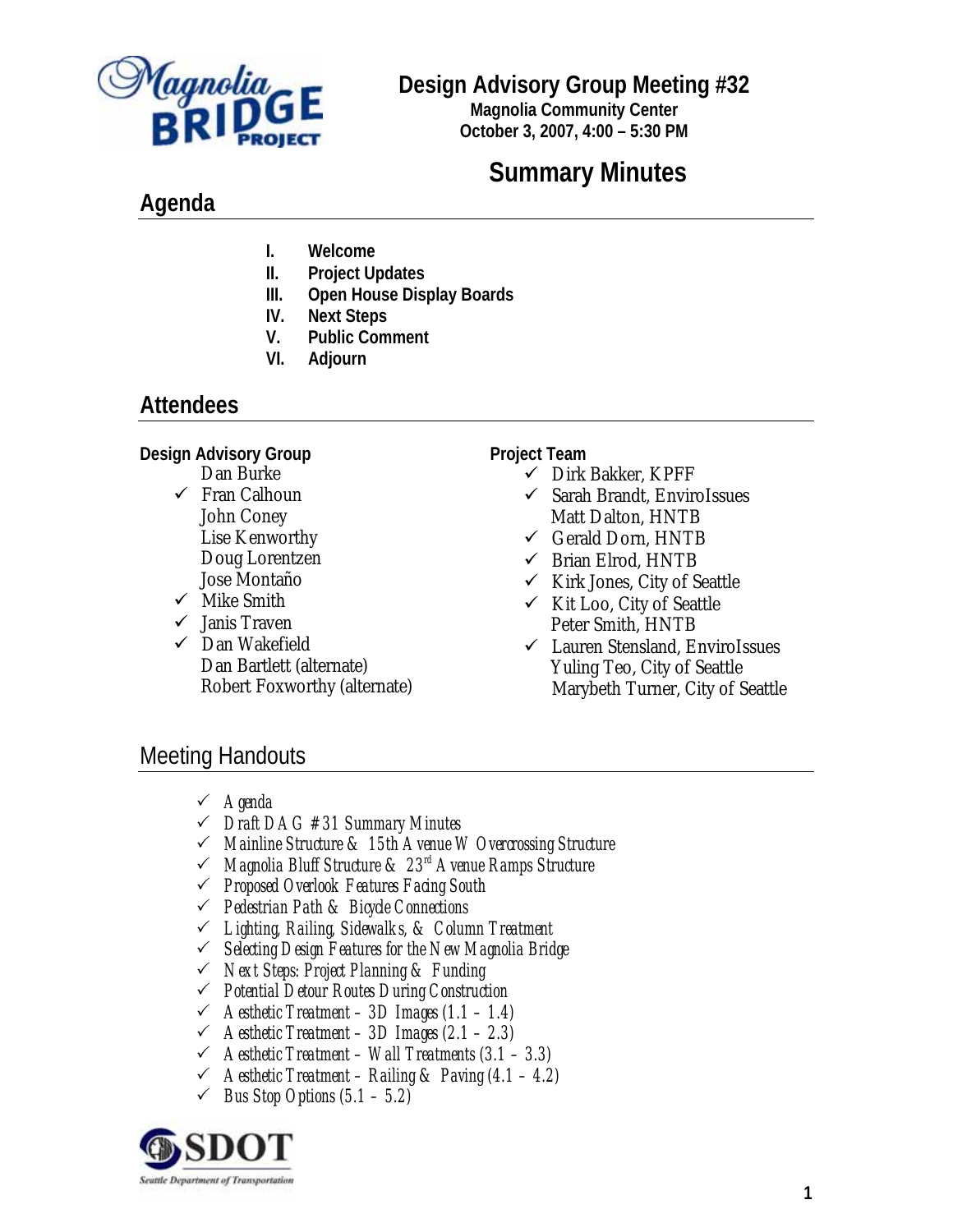# Design Advisory Group Meeting #32

**Magnolia Community Center**
**October 3, 2007, 4:00 – 5:30 PM**

## Summary Minutes

## Agenda

- **I. Welcome**
- **II. Project Updates**
- **III. Open House Display Boards**
- **IV. Next Steps**
- **V. Public Comment**
- **VI. Adjourn**

## Attendees

**Design Advisory Group**

- Dan Burke
- ✓ Fran Calhoun
- John Coney
- Lise Kenworthy
- Doug Lorentzen
- Jose Montaño
- ✓ Mike Smith
- ✓ Janis Traven
- ✓ Dan Wakefield
- Dan Bartlett (alternate)
- Robert Foxworthy (alternate)

**Project Team**

- ✓ Dirk Bakker, KPFF
- ✓ Sarah Brandt, EnviroIssues
- Matt Dalton, HNTB
- ✓ Gerald Dorn, HNTB
- ✓ Brian Elrod, HNTB
- ✓ Kirk Jones, City of Seattle
- ✓ Kit Loo, City of Seattle
- Peter Smith, HNTB
- ✓ Lauren Stensland, EnviroIssues
- Yuling Teo, City of Seattle
- Marybeth Turner, City of Seattle

## Meeting Handouts

- ✓ *Agenda*
- ✓ *Draft DAG #31 Summary Minutes*
- ✓ *Mainline Structure & 15th Avenue W Overcrossing Structure*
- ✓ *Magnolia Bluff Structure & 23rd Avenue Ramps Structure*
- ✓ *Proposed Overlook Features Facing South*
- ✓ *Pedestrian Path & Bicycle Connections*
- ✓ *Lighting, Railing, Sidewalks, & Column Treatment*
- ✓ *Selecting Design Features for the New Magnolia Bridge*
- ✓ *Next Steps: Project Planning & Funding*
- ✓ *Potential Detour Routes During Construction*
- ✓ *Aesthetic Treatment – 3D Images (1.1 – 1.4)*
- ✓ *Aesthetic Treatment – 3D Images (2.1 – 2.3)*
- ✓ *Aesthetic Treatment – Wall Treatments (3.1 – 3.3)*
- ✓ *Aesthetic Treatment – Railing & Paving (4.1 – 4.2)*
- ✓ *Bus Stop Options (5.1 – 5.2)*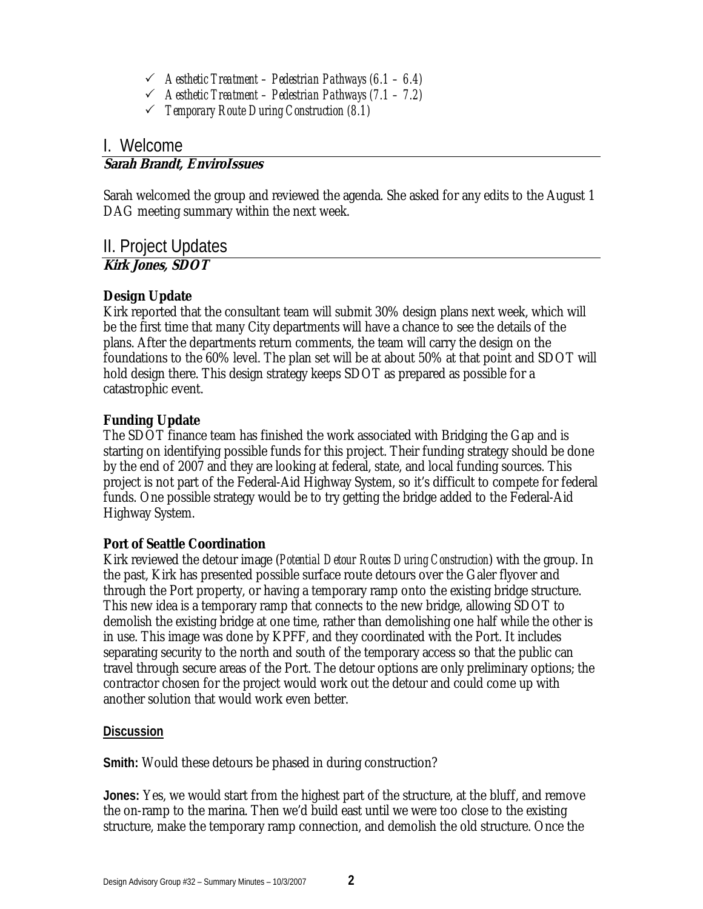- ✓ *Aesthetic Treatment – Pedestrian Pathways (6.1 – 6.4)*
- ✓ *Aesthetic Treatment – Pedestrian Pathways (7.1 – 7.2)*
- ✓ *Temporary Route During Construction (8.1)*

## I. Welcome

**Sarah Brandt, EnviroIssues**

Sarah welcomed the group and reviewed the agenda. She asked for any edits to the August 1 DAG meeting summary within the next week.

## II. Project Updates

**Kirk Jones, SDOT**

**Design Update**

Kirk reported that the consultant team will submit 30% design plans next week, which will be the first time that many City departments will have a chance to see the details of the plans. After the departments return comments, the team will carry the design on the foundations to the 60% level. The plan set will be at about 50% at that point and SDOT will hold design there. This design strategy keeps SDOT as prepared as possible for a catastrophic event.

**Funding Update**

The SDOT finance team has finished the work associated with Bridging the Gap and is starting on identifying possible funds for this project. Their funding strategy should be done by the end of 2007 and they are looking at federal, state, and local funding sources. This project is not part of the Federal-Aid Highway System, so it's difficult to compete for federal funds. One possible strategy would be to try getting the bridge added to the Federal-Aid Highway System.

**Port of Seattle Coordination**

Kirk reviewed the detour image (*Potential Detour Routes During Construction*) with the group. In the past, Kirk has presented possible surface route detours over the Galer flyover and through the Port property, or having a temporary ramp onto the existing bridge structure. This new idea is a temporary ramp that connects to the new bridge, allowing SDOT to demolish the existing bridge at one time, rather than demolishing one half while the other is in use. This image was done by KPFF, and they coordinated with the Port. It includes separating security to the north and south of the temporary access so that the public can travel through secure areas of the Port. The detour options are only preliminary options; the contractor chosen for the project would work out the detour and could come up with another solution that would work even better.

**Discussion**

**Smith:** Would these detours be phased in during construction?

**Jones:** Yes, we would start from the highest part of the structure, at the bluff, and remove the on-ramp to the marina. Then we'd build east until we were too close to the existing structure, make the temporary ramp connection, and demolish the old structure. Once the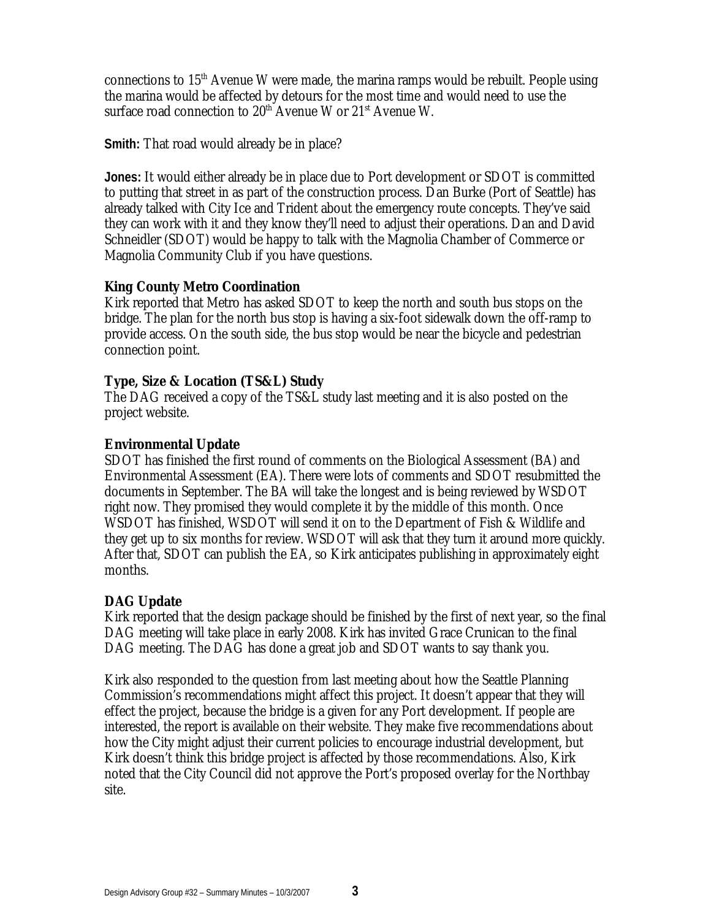connections to 15th Avenue W were made, the marina ramps would be rebuilt. People using the marina would be affected by detours for the most time and would need to use the surface road connection to 20th Avenue W or 21st Avenue W.

**Smith:** That road would already be in place?

**Jones:** It would either already be in place due to Port development or SDOT is committed to putting that street in as part of the construction process. Dan Burke (Port of Seattle) has already talked with City Ice and Trident about the emergency route concepts. They've said they can work with it and they know they'll need to adjust their operations. Dan and David Schneidler (SDOT) would be happy to talk with the Magnolia Chamber of Commerce or Magnolia Community Club if you have questions.

**King County Metro Coordination**

Kirk reported that Metro has asked SDOT to keep the north and south bus stops on the bridge. The plan for the north bus stop is having a six-foot sidewalk down the off-ramp to provide access. On the south side, the bus stop would be near the bicycle and pedestrian connection point.

**Type, Size & Location (TS&L) Study**

The DAG received a copy of the TS&L study last meeting and it is also posted on the project website.

**Environmental Update**

SDOT has finished the first round of comments on the Biological Assessment (BA) and Environmental Assessment (EA). There were lots of comments and SDOT resubmitted the documents in September. The BA will take the longest and is being reviewed by WSDOT right now. They promised they would complete it by the middle of this month. Once WSDOT has finished, WSDOT will send it on to the Department of Fish & Wildlife and they get up to six months for review. WSDOT will ask that they turn it around more quickly. After that, SDOT can publish the EA, so Kirk anticipates publishing in approximately eight months.

**DAG Update**

Kirk reported that the design package should be finished by the first of next year, so the final DAG meeting will take place in early 2008. Kirk has invited Grace Crunican to the final DAG meeting. The DAG has done a great job and SDOT wants to say thank you.

Kirk also responded to the question from last meeting about how the Seattle Planning Commission's recommendations might affect this project. It doesn't appear that they will effect the project, because the bridge is a given for any Port development. If people are interested, the report is available on their website. They make five recommendations about how the City might adjust their current policies to encourage industrial development, but Kirk doesn't think this bridge project is affected by those recommendations. Also, Kirk noted that the City Council did not approve the Port's proposed overlay for the Northbay site.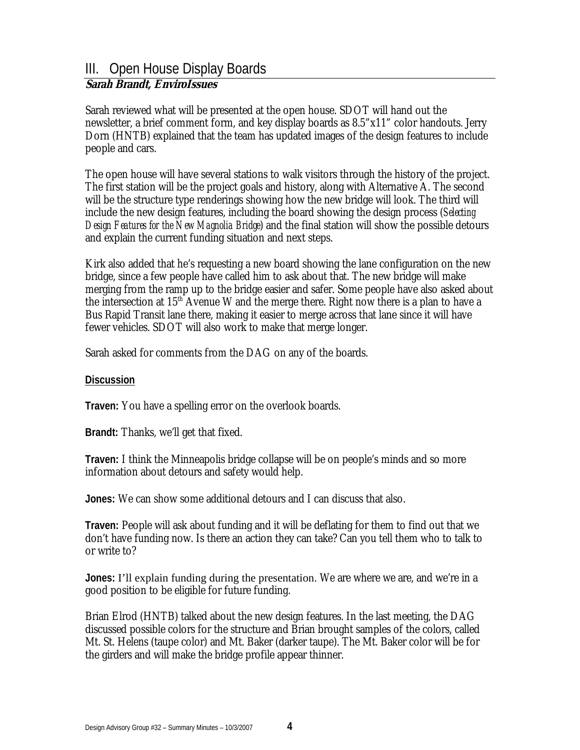## III. Open House Display Boards

**Sarah Brandt, EnviroIssues**

Sarah reviewed what will be presented at the open house. SDOT will hand out the newsletter, a brief comment form, and key display boards as 8.5"x11" color handouts. Jerry Dorn (HNTB) explained that the team has updated images of the design features to include people and cars.

The open house will have several stations to walk visitors through the history of the project. The first station will be the project goals and history, along with Alternative A. The second will be the structure type renderings showing how the new bridge will look. The third will include the new design features, including the board showing the design process (*Selecting Design Features for the New Magnolia Bridge*) and the final station will show the possible detours and explain the current funding situation and next steps.

Kirk also added that he's requesting a new board showing the lane configuration on the new bridge, since a few people have called him to ask about that. The new bridge will make merging from the ramp up to the bridge easier and safer. Some people have also asked about the intersection at 15th Avenue W and the merge there. Right now there is a plan to have a Bus Rapid Transit lane there, making it easier to merge across that lane since it will have fewer vehicles. SDOT will also work to make that merge longer.

Sarah asked for comments from the DAG on any of the boards.

**Discussion**

**Traven:** You have a spelling error on the overlook boards.

**Brandt:** Thanks, we'll get that fixed.

**Traven:** I think the Minneapolis bridge collapse will be on people's minds and so more information about detours and safety would help.

**Jones:** We can show some additional detours and I can discuss that also.

**Traven:** People will ask about funding and it will be deflating for them to find out that we don't have funding now. Is there an action they can take? Can you tell them who to talk to or write to?

**Jones:** I'll explain funding during the presentation. We are where we are, and we're in a good position to be eligible for future funding.

Brian Elrod (HNTB) talked about the new design features. In the last meeting, the DAG discussed possible colors for the structure and Brian brought samples of the colors, called Mt. St. Helens (taupe color) and Mt. Baker (darker taupe). The Mt. Baker color will be for the girders and will make the bridge profile appear thinner.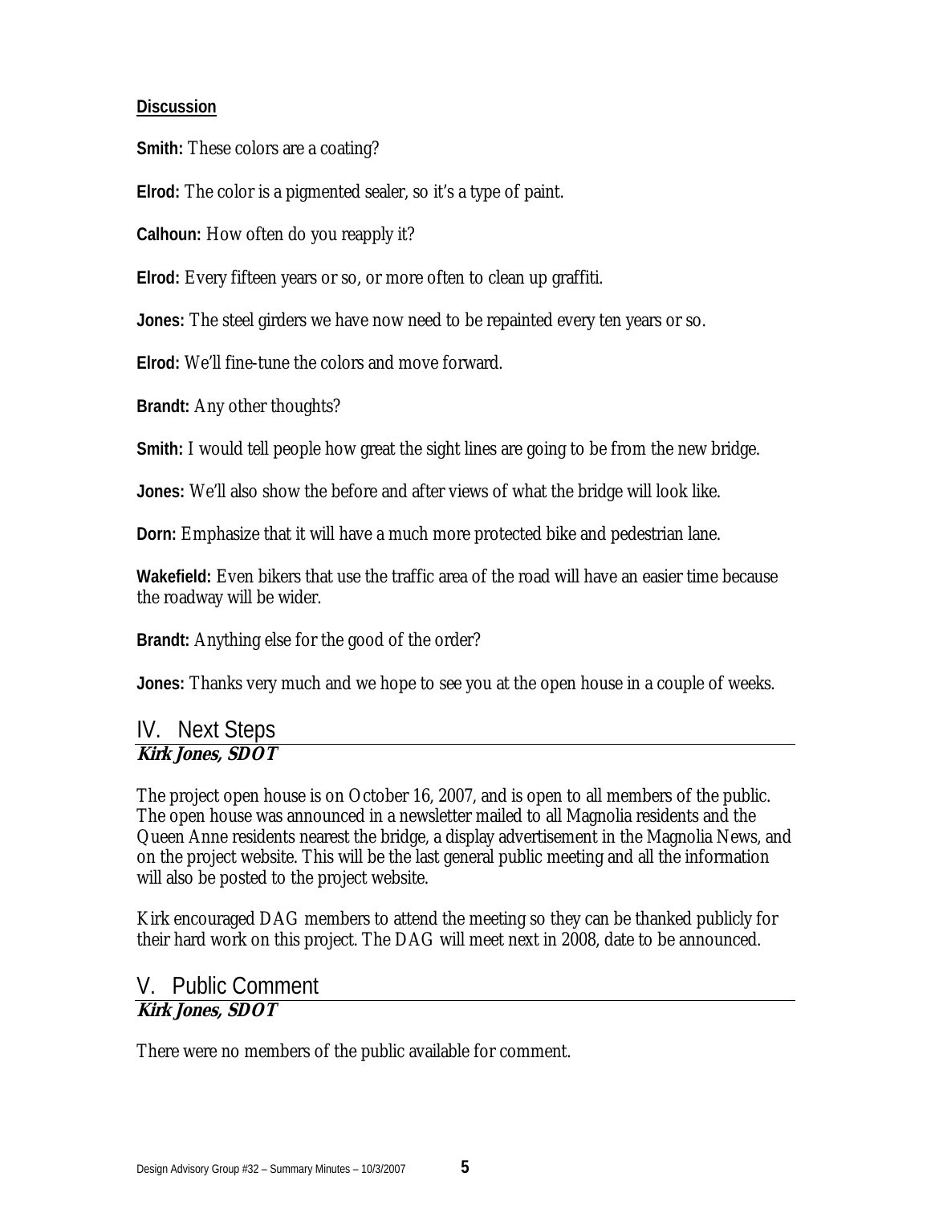**Discussion**

**Smith:** These colors are a coating?

**Elrod:** The color is a pigmented sealer, so it's a type of paint.

**Calhoun:** How often do you reapply it?

**Elrod:** Every fifteen years or so, or more often to clean up graffiti.

**Jones:** The steel girders we have now need to be repainted every ten years or so.

**Elrod:** We'll fine-tune the colors and move forward.

**Brandt:** Any other thoughts?

**Smith:** I would tell people how great the sight lines are going to be from the new bridge.

**Jones:** We'll also show the before and after views of what the bridge will look like.

**Dorn:** Emphasize that it will have a much more protected bike and pedestrian lane.

**Wakefield:** Even bikers that use the traffic area of the road will have an easier time because the roadway will be wider.

**Brandt:** Anything else for the good of the order?

**Jones:** Thanks very much and we hope to see you at the open house in a couple of weeks.

## IV. Next Steps

***Kirk Jones, SDOT***

The project open house is on October 16, 2007, and is open to all members of the public. The open house was announced in a newsletter mailed to all Magnolia residents and the Queen Anne residents nearest the bridge, a display advertisement in the Magnolia News, and on the project website. This will be the last general public meeting and all the information will also be posted to the project website.

Kirk encouraged DAG members to attend the meeting so they can be thanked publicly for their hard work on this project. The DAG will meet next in 2008, date to be announced.

## V. Public Comment

***Kirk Jones, SDOT***

There were no members of the public available for comment.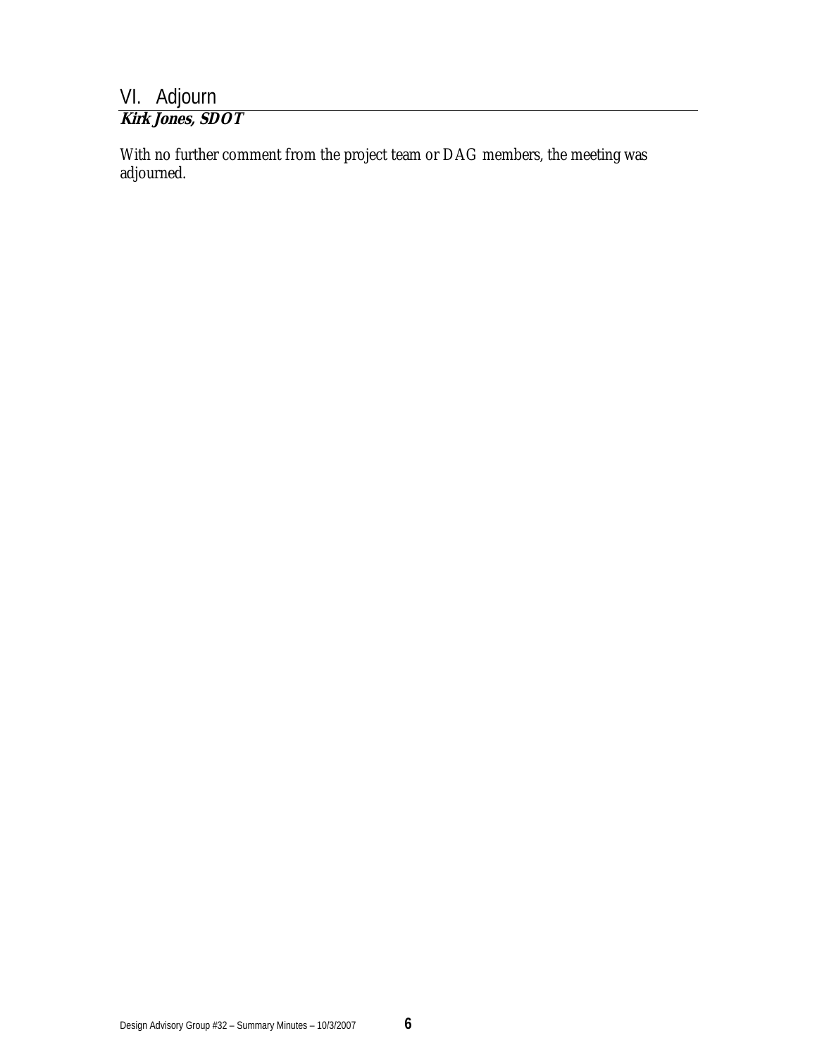## VI. Adjourn

***Kirk Jones, SDOT***

With no further comment from the project team or DAG members, the meeting was adjourned.